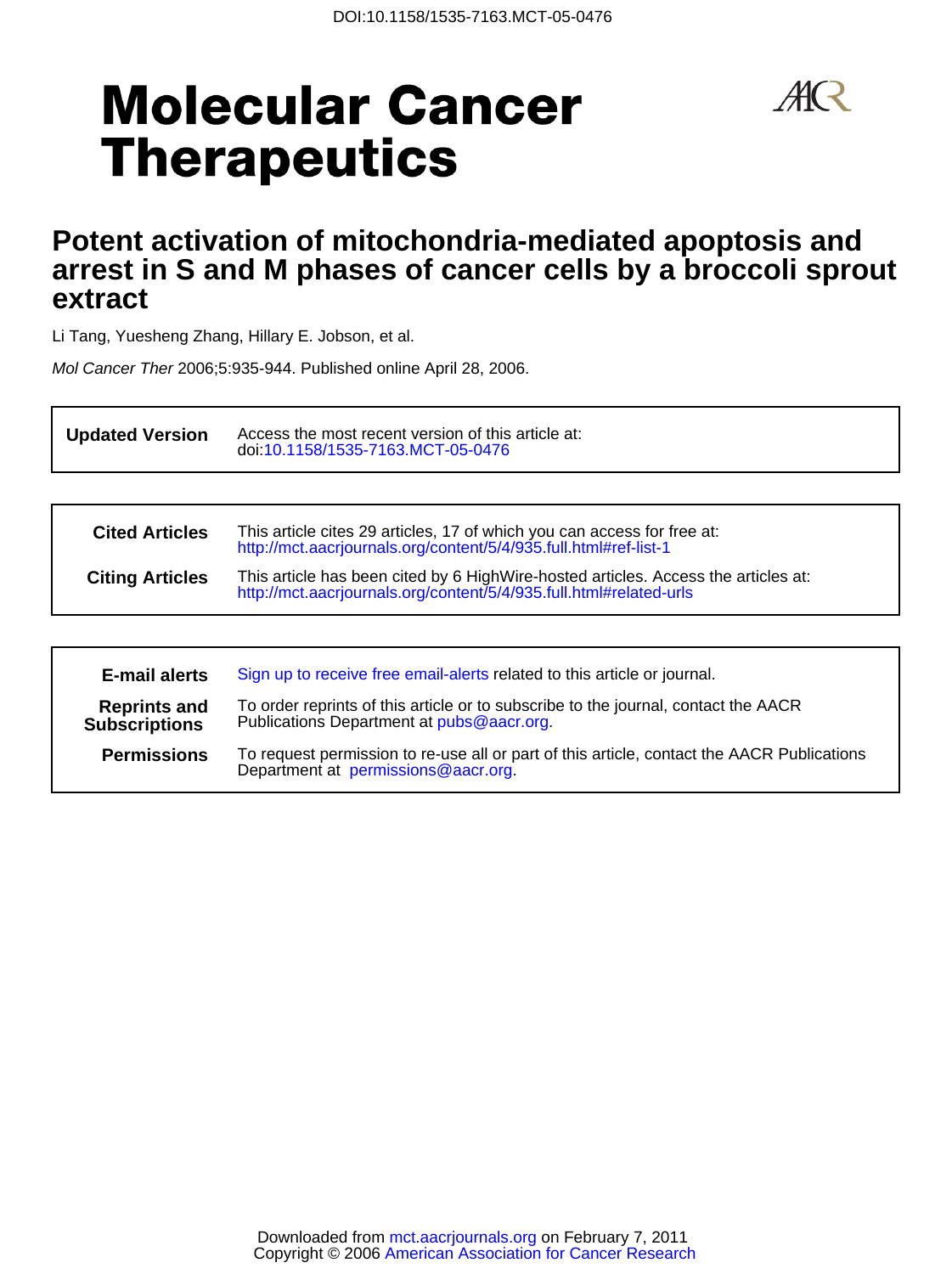DOI:10.1158/1535-7163.MCT-05-0476

# Molecular Cancer Therapeutics

## Potent activation of mitochondria-mediated apoptosis and arrest in S and M phases of cancer cells by a broccoli sprout extract

Li Tang, Yuesheng Zhang, Hillary E. Jobson, et al.

*Mol Cancer Ther* 2006;5:935-944. Published online April 28, 2006.

| | |
|---|---|
| **Updated Version** | Access the most recent version of this article at: doi:10.1158/1535-7163.MCT-05-0476 |

| | |
|---|---|
| **Cited Articles** | This article cites 29 articles, 17 of which you can access for free at: http://mct.aacrjournals.org/content/5/4/935.full.html#ref-list-1 |
| **Citing Articles** | This article has been cited by 6 HighWire-hosted articles. Access the articles at: http://mct.aacrjournals.org/content/5/4/935.full.html#related-urls |

| | |
|---|---|
| **E-mail alerts** | Sign up to receive free email-alerts related to this article or journal. |
| **Reprints and Subscriptions** | To order reprints of this article or to subscribe to the journal, contact the AACR Publications Department at pubs@aacr.org. |
| **Permissions** | To request permission to re-use all or part of this article, contact the AACR Publications Department at permissions@aacr.org. |

Downloaded from mct.aacrjournals.org on February 7, 2011
Copyright © 2006 American Association for Cancer Research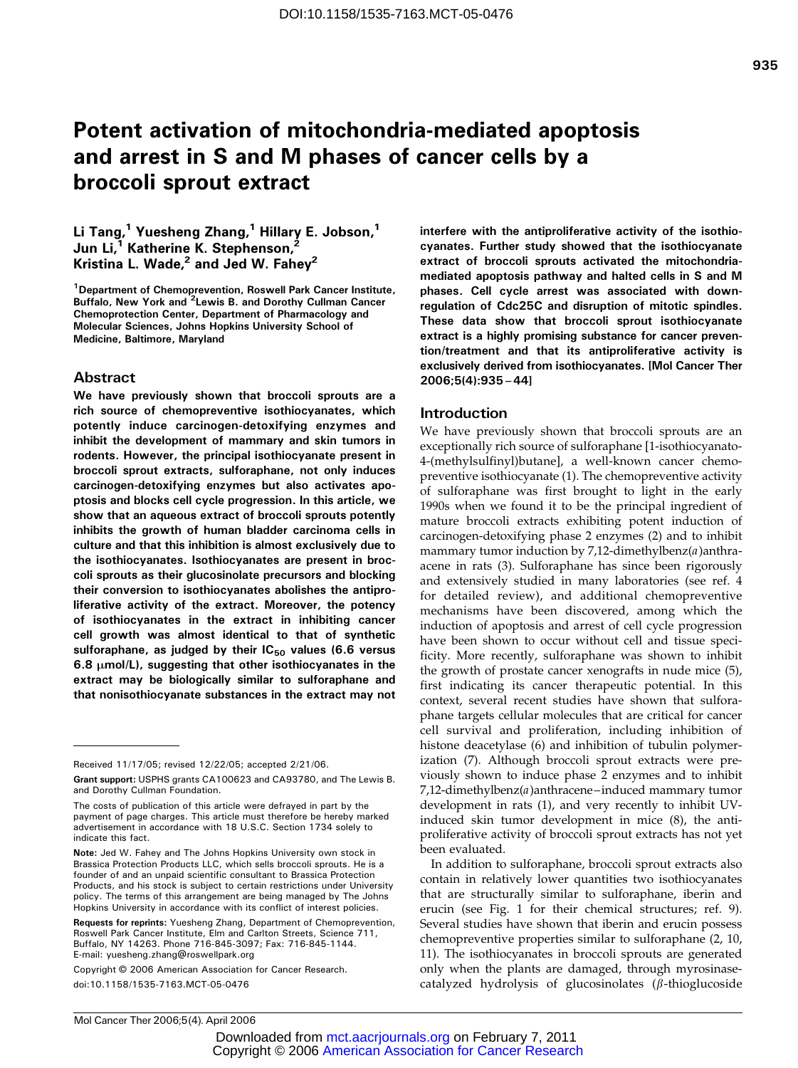# Potent activation of mitochondria-mediated apoptosis and arrest in S and M phases of cancer cells by a broccoli sprout extract

**Li Tang,[1] Yuesheng Zhang,[1] Hillary E. Jobson,[1] Jun Li,[1] Katherine K. Stephenson,[2] Kristina L. Wade,[2] and Jed W. Fahey[2]**

[1]Department of Chemoprevention, Roswell Park Cancer Institute, Buffalo, New York and [2]Lewis B. and Dorothy Cullman Cancer Chemoprotection Center, Department of Pharmacology and Molecular Sciences, Johns Hopkins University School of Medicine, Baltimore, Maryland

## Abstract

**We have previously shown that broccoli sprouts are a rich source of chemopreventive isothiocyanates, which potently induce carcinogen-detoxifying enzymes and inhibit the development of mammary and skin tumors in rodents. However, the principal isothiocyanate present in broccoli sprout extracts, sulforaphane, not only induces carcinogen-detoxifying enzymes but also activates apoptosis and blocks cell cycle progression. In this article, we show that an aqueous extract of broccoli sprouts potently inhibits the growth of human bladder carcinoma cells in culture and that this inhibition is almost exclusively due to the isothiocyanates. Isothiocyanates are present in broccoli sprouts as their glucosinolate precursors and blocking their conversion to isothiocyanates abolishes the antiproliferative activity of the extract. Moreover, the potency of isothiocyanates in the extract in inhibiting cancer cell growth was almost identical to that of synthetic sulforaphane, as judged by their $IC_{50}$ values (6.6 versus 6.8 μmol/L), suggesting that other isothiocyanates in the extract may be biologically similar to sulforaphane and that nonisothiocyanate substances in the extract may not interfere with the antiproliferative activity of the isothiocyanates. Further study showed that the isothiocyanate extract of broccoli sprouts activated the mitochondria-mediated apoptosis pathway and halted cells in S and M phases. Cell cycle arrest was associated with down-regulation of Cdc25C and disruption of mitotic spindles. These data show that broccoli sprout isothiocyanate extract is a highly promising substance for cancer prevention/treatment and that its antiproliferative activity is exclusively derived from isothiocyanates. [Mol Cancer Ther 2006;5(4):935–44]**

Received 11/17/05; revised 12/22/05; accepted 2/21/06.

**Grant support:** USPHS grants CA100623 and CA93780, and The Lewis B. and Dorothy Cullman Foundation.

The costs of publication of this article were defrayed in part by the payment of page charges. This article must therefore be hereby marked advertisement in accordance with 18 U.S.C. Section 1734 solely to indicate this fact.

**Note:** Jed W. Fahey and The Johns Hopkins University own stock in Brassica Protection Products LLC, which sells broccoli sprouts. He is a founder of and an unpaid scientific consultant to Brassica Protection Products, and his stock is subject to certain restrictions under University policy. The terms of this arrangement are being managed by The Johns Hopkins University in accordance with its conflict of interest policies.

**Requests for reprints:** Yuesheng Zhang, Department of Chemoprevention, Roswell Park Cancer Institute, Elm and Carlton Streets, Science 711, Buffalo, NY 14263. Phone 716-845-3097; Fax: 716-845-1144. E-mail: yuesheng.zhang@roswellpark.org

Copyright © 2006 American Association for Cancer Research.

doi:10.1158/1535-7163.MCT-05-0476

## Introduction

We have previously shown that broccoli sprouts are an exceptionally rich source of sulforaphane [1-isothiocyanato-4-(methylsulfinyl)butane], a well-known cancer chemopreventive isothiocyanate (1). The chemopreventive activity of sulforaphane was first brought to light in the early 1990s when we found it to be the principal ingredient of mature broccoli extracts exhibiting potent induction of carcinogen-detoxifying phase 2 enzymes (2) and to inhibit mammary tumor induction by 7,12-dimethylbenz(*a*)anthracene in rats (3). Sulforaphane has since been rigorously and extensively studied in many laboratories (see ref. 4 for detailed review), and additional chemopreventive mechanisms have been discovered, among which the induction of apoptosis and arrest of cell cycle progression have been shown to occur without cell and tissue specificity. More recently, sulforaphane was shown to inhibit the growth of prostate cancer xenografts in nude mice (5), first indicating its cancer therapeutic potential. In this context, several recent studies have shown that sulforaphane targets cellular molecules that are critical for cancer cell survival and proliferation, including inhibition of histone deacetylase (6) and inhibition of tubulin polymerization (7). Although broccoli sprout extracts were previously shown to induce phase 2 enzymes and to inhibit 7,12-dimethylbenz(*a*)anthracene–induced mammary tumor development in rats (1), and very recently to inhibit UV-induced skin tumor development in mice (8), the antiproliferative activity of broccoli sprout extracts has not yet been evaluated.

In addition to sulforaphane, broccoli sprout extracts also contain in relatively lower quantities two isothiocyanates that are structurally similar to sulforaphane, iberin and erucin (see Fig. 1 for their chemical structures; ref. 9). Several studies have shown that iberin and erucin possess chemopreventive properties similar to sulforaphane (2, 10, 11). The isothiocyanates in broccoli sprouts are generated only when the plants are damaged, through myrosinase-catalyzed hydrolysis of glucosinolates (β-thioglucoside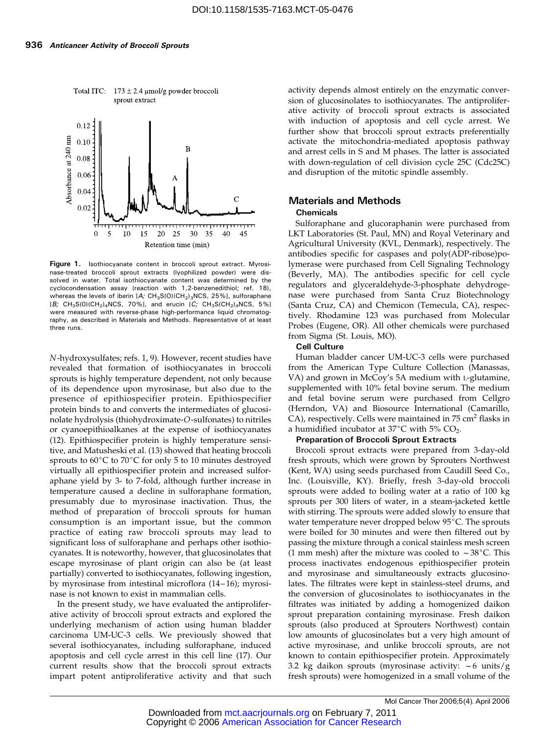Total ITC: 173 ± 2.4 μmol/g powder broccoli sprout extract

**Figure 1.** Isothiocyanate content in broccoli sprout extract. Myrosinase-treated broccoli sprout extracts (lyophilized powder) were dissolved in water. Total isothiocyanate content was determined by the cyclocondensation assay (reaction with 1,2-benzenedithiol; ref. 18), whereas the levels of iberin [*A;* $CH_3S(O)(CH_2)_3NCS$, 25%], sulforaphane [*B;* $CH_3S(O)(CH_2)_4NCS$, 70%], and erucin [*C;* $CH_3S(CH_2)_4NCS$, 5%] were measured with reverse-phase high-performance liquid chromatography, as described in Materials and Methods. Representative of at least three runs.

*N*-hydroxysulfates; refs. 1, 9). However, recent studies have revealed that formation of isothiocyanates in broccoli sprouts is highly temperature dependent, not only because of its dependence upon myrosinase, but also due to the presence of epithiospecifier protein. Epithiospecifier protein binds to and converts the intermediates of glucosinolate hydrolysis (thiohydroximate-*O*-sulfonates) to nitriles or cyanoepithioalkanes at the expense of isothiocyanates (12). Epithiospecifier protein is highly temperature sensitive, and Matusheski et al. (13) showed that heating broccoli sprouts to 60°C to 70°C for only 5 to 10 minutes destroyed virtually all epithiospecifier protein and increased sulforaphane yield by 3- to 7-fold, although further increase in temperature caused a decline in sulforaphane formation, presumably due to myrosinase inactivation. Thus, the method of preparation of broccoli sprouts for human consumption is an important issue, but the common practice of eating raw broccoli sprouts may lead to significant loss of sulforaphane and perhaps other isothiocyanates. It is noteworthy, however, that glucosinolates that escape myrosinase of plant origin can also be (at least partially) converted to isothiocyanates, following ingestion, by myrosinase from intestinal microflora (14–16); myrosinase is not known to exist in mammalian cells.

In the present study, we have evaluated the antiproliferative activity of broccoli sprout extracts and explored the underlying mechanism of action using human bladder carcinoma UM-UC-3 cells. We previously showed that several isothiocyanates, including sulforaphane, induced apoptosis and cell cycle arrest in this cell line (17). Our current results show that the broccoli sprout extracts impart potent antiproliferative activity and that such activity depends almost entirely on the enzymatic conversion of glucosinolates to isothiocyanates. The antiproliferative activity of broccoli sprout extracts is associated with induction of apoptosis and cell cycle arrest. We further show that broccoli sprout extracts preferentially activate the mitochondria-mediated apoptosis pathway and arrest cells in S and M phases. The latter is associated with down-regulation of cell division cycle 25C (Cdc25C) and disruption of the mitotic spindle assembly.

## Materials and Methods

### Chemicals

Sulforaphane and glucoraphanin were purchased from LKT Laboratories (St. Paul, MN) and Royal Veterinary and Agricultural University (KVL, Denmark), respectively. The antibodies specific for caspases and poly(ADP-ribose)polymerase were purchased from Cell Signaling Technology (Beverly, MA). The antibodies specific for cell cycle regulators and glyceraldehyde-3-phosphate dehydrogenase were purchased from Santa Cruz Biotechnology (Santa Cruz, CA) and Chemicon (Temecula, CA), respectively. Rhodamine 123 was purchased from Molecular Probes (Eugene, OR). All other chemicals were purchased from Sigma (St. Louis, MO).

### Cell Culture

Human bladder cancer UM-UC-3 cells were purchased from the American Type Culture Collection (Manassas, VA) and grown in McCoy's 5A medium with L-glutamine, supplemented with 10% fetal bovine serum. The medium and fetal bovine serum were purchased from Cellgro (Herndon, VA) and Biosource International (Camarillo, CA), respectively. Cells were maintained in 75 $cm^2$ flasks in a humidified incubator at 37°C with 5% $CO_2$.

### Preparation of Broccoli Sprout Extracts

Broccoli sprout extracts were prepared from 3-day-old fresh sprouts, which were grown by Sprouters Northwest (Kent, WA) using seeds purchased from Caudill Seed Co., Inc. (Louisville, KY). Briefly, fresh 3-day-old broccoli sprouts were added to boiling water at a ratio of 100 kg sprouts per 300 liters of water, in a steam-jacketed kettle with stirring. The sprouts were added slowly to ensure that water temperature never dropped below 95°C. The sprouts were boiled for 30 minutes and were then filtered out by passing the mixture through a conical stainless mesh screen (1 mm mesh) after the mixture was cooled to ~38°C. This process inactivates endogenous epithiospecifier protein and myrosinase and simultaneously extracts glucosinolates. The filtrates were kept in stainless-steel drums, and the conversion of glucosinolates to isothiocyanates in the filtrates was initiated by adding a homogenized daikon sprout preparation containing myrosinase. Fresh daikon sprouts (also produced at Sprouters Northwest) contain low amounts of glucosinolates but a very high amount of active myrosinase, and unlike broccoli sprouts, are not known to contain epithiospecifier protein. Approximately 3.2 kg daikon sprouts (myrosinase activity: ~6 units/g fresh sprouts) were homogenized in a small volume of the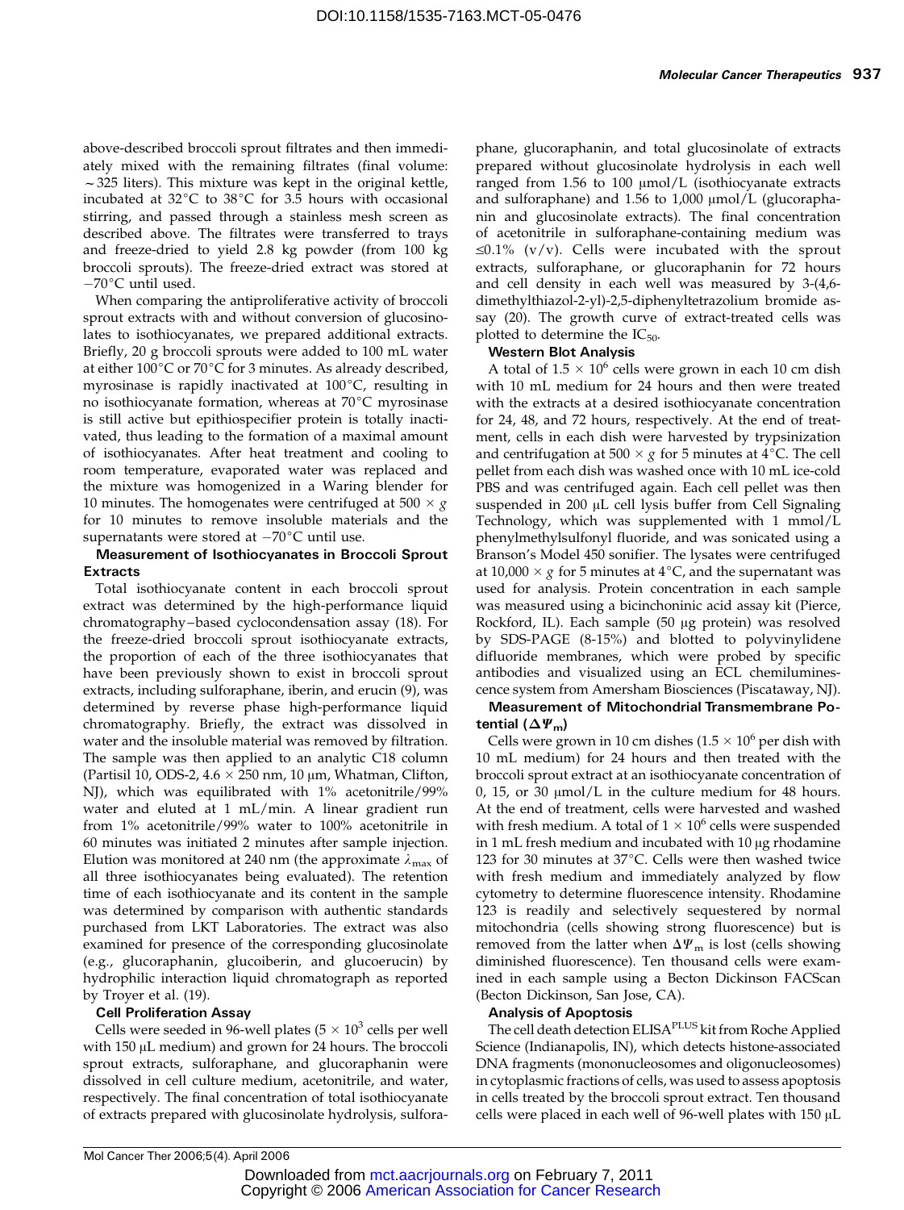above-described broccoli sprout filtrates and then immediately mixed with the remaining filtrates (final volume: ~325 liters). This mixture was kept in the original kettle, incubated at 32°C to 38°C for 3.5 hours with occasional stirring, and passed through a stainless mesh screen as described above. The filtrates were transferred to trays and freeze-dried to yield 2.8 kg powder (from 100 kg broccoli sprouts). The freeze-dried extract was stored at −70°C until used.

When comparing the antiproliferative activity of broccoli sprout extracts with and without conversion of glucosinolates to isothiocyanates, we prepared additional extracts. Briefly, 20 g broccoli sprouts were added to 100 mL water at either 100°C or 70°C for 3 minutes. As already described, myrosinase is rapidly inactivated at 100°C, resulting in no isothiocyanate formation, whereas at 70°C myrosinase is still active but epithiospecifier protein is totally inactivated, thus leading to the formation of a maximal amount of isothiocyanates. After heat treatment and cooling to room temperature, evaporated water was replaced and the mixture was homogenized in a Waring blender for 10 minutes. The homogenates were centrifuged at 500 × *g* for 10 minutes to remove insoluble materials and the supernatants were stored at −70°C until use.

### Measurement of Isothiocyanates in Broccoli Sprout Extracts

Total isothiocyanate content in each broccoli sprout extract was determined by the high-performance liquid chromatography–based cyclocondensation assay (18). For the freeze-dried broccoli sprout isothiocyanate extracts, the proportion of each of the three isothiocyanates that have been previously shown to exist in broccoli sprout extracts, including sulforaphane, iberin, and erucin (9), was determined by reverse phase high-performance liquid chromatography. Briefly, the extract was dissolved in water and the insoluble material was removed by filtration. The sample was then applied to an analytic C18 column (Partisil 10, ODS-2, 4.6 × 250 nm, 10 μm, Whatman, Clifton, NJ), which was equilibrated with 1% acetonitrile/99% water and eluted at 1 mL/min. A linear gradient run from 1% acetonitrile/99% water to 100% acetonitrile in 60 minutes was initiated 2 minutes after sample injection. Elution was monitored at 240 nm (the approximate $\lambda_{max}$ of all three isothiocyanates being evaluated). The retention time of each isothiocyanate and its content in the sample was determined by comparison with authentic standards purchased from LKT Laboratories. The extract was also examined for presence of the corresponding glucosinolate (e.g., glucoraphanin, glucoiberin, and glucoerucin) by hydrophilic interaction liquid chromatograph as reported by Troyer et al. (19).

### Cell Proliferation Assay

Cells were seeded in 96-well plates ($5 \times 10^3$ cells per well with 150 μL medium) and grown for 24 hours. The broccoli sprout extracts, sulforaphane, and glucoraphanin were dissolved in cell culture medium, acetonitrile, and water, respectively. The final concentration of total isothiocyanate of extracts prepared with glucosinolate hydrolysis, sulforaphane, glucoraphanin, and total glucosinolate of extracts prepared without glucosinolate hydrolysis in each well ranged from 1.56 to 100 μmol/L (isothiocyanate extracts and sulforaphane) and 1.56 to 1,000 μmol/L (glucoraphanin and glucosinolate extracts). The final concentration of acetonitrile in sulforaphane-containing medium was ≤0.1% (v/v). Cells were incubated with the sprout extracts, sulforaphane, or glucoraphanin for 72 hours and cell density in each well was measured by 3-(4,6-dimethylthiazol-2-yl)-2,5-diphenyltetrazolium bromide assay (20). The growth curve of extract-treated cells was plotted to determine the $IC_{50}$.

### Western Blot Analysis

A total of $1.5 \times 10^6$ cells were grown in each 10 cm dish with 10 mL medium for 24 hours and then were treated with the extracts at a desired isothiocyanate concentration for 24, 48, and 72 hours, respectively. At the end of treatment, cells in each dish were harvested by trypsinization and centrifugation at 500 × *g* for 5 minutes at 4°C. The cell pellet from each dish was washed once with 10 mL ice-cold PBS and was centrifuged again. Each cell pellet was then suspended in 200 μL cell lysis buffer from Cell Signaling Technology, which was supplemented with 1 mmol/L phenylmethylsulfonyl fluoride, and was sonicated using a Branson's Model 450 sonifier. The lysates were centrifuged at 10,000 × *g* for 5 minutes at 4°C, and the supernatant was used for analysis. Protein concentration in each sample was measured using a bicinchoninic acid assay kit (Pierce, Rockford, IL). Each sample (50 μg protein) was resolved by SDS-PAGE (8-15%) and blotted to polyvinylidene difluoride membranes, which were probed by specific antibodies and visualized using an ECL chemiluminescence system from Amersham Biosciences (Piscataway, NJ).

### Measurement of Mitochondrial Transmembrane Potential ($\Delta\Psi_m$)

Cells were grown in 10 cm dishes ($1.5 \times 10^6$ per dish with 10 mL medium) for 24 hours and then treated with the broccoli sprout extract at an isothiocyanate concentration of 0, 15, or 30 μmol/L in the culture medium for 48 hours. At the end of treatment, cells were harvested and washed with fresh medium. A total of $1 \times 10^6$ cells were suspended in 1 mL fresh medium and incubated with 10 μg rhodamine 123 for 30 minutes at 37°C. Cells were then washed twice with fresh medium and immediately analyzed by flow cytometry to determine fluorescence intensity. Rhodamine 123 is readily and selectively sequestered by normal mitochondria (cells showing strong fluorescence) but is removed from the latter when $\Delta\Psi_m$ is lost (cells showing diminished fluorescence). Ten thousand cells were examined in each sample using a Becton Dickinson FACScan (Becton Dickinson, San Jose, CA).

### Analysis of Apoptosis

The cell death detection ELISA$^{PLUS}$ kit from Roche Applied Science (Indianapolis, IN), which detects histone-associated DNA fragments (mononucleosomes and oligonucleosomes) in cytoplasmic fractions of cells, was used to assess apoptosis in cells treated by the broccoli sprout extract. Ten thousand cells were placed in each well of 96-well plates with 150 μL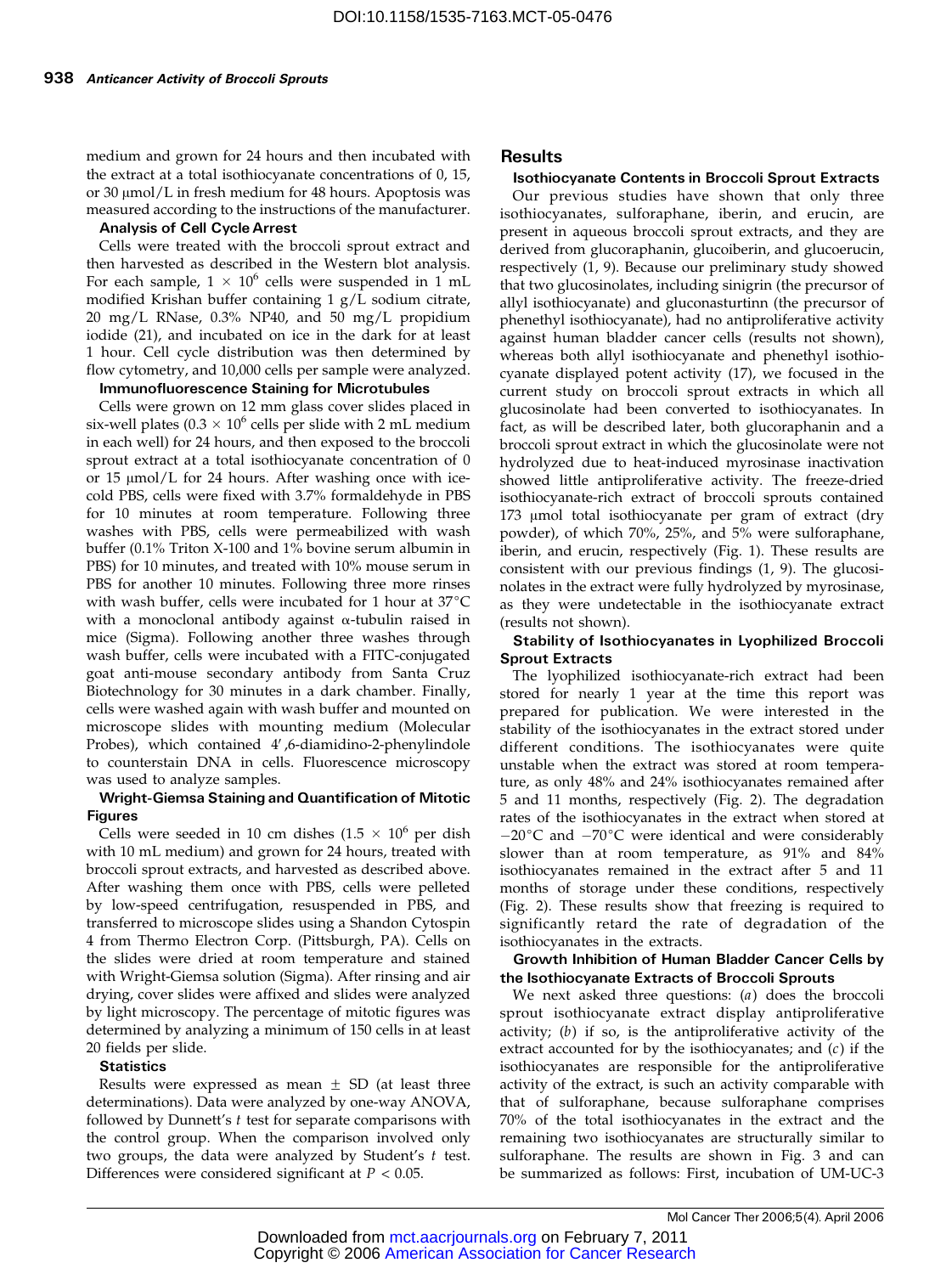medium and grown for 24 hours and then incubated with the extract at a total isothiocyanate concentrations of 0, 15, or 30 μmol/L in fresh medium for 48 hours. Apoptosis was measured according to the instructions of the manufacturer.

### Analysis of Cell Cycle Arrest

Cells were treated with the broccoli sprout extract and then harvested as described in the Western blot analysis. For each sample, $1 \times 10^6$ cells were suspended in 1 mL modified Krishan buffer containing 1 g/L sodium citrate, 20 mg/L RNase, 0.3% NP40, and 50 mg/L propidium iodide (21), and incubated on ice in the dark for at least 1 hour. Cell cycle distribution was then determined by flow cytometry, and 10,000 cells per sample were analyzed.

### Immunofluorescence Staining for Microtubules

Cells were grown on 12 mm glass cover slides placed in six-well plates ($0.3 \times 10^6$ cells per slide with 2 mL medium in each well) for 24 hours, and then exposed to the broccoli sprout extract at a total isothiocyanate concentration of 0 or 15 μmol/L for 24 hours. After washing once with ice-cold PBS, cells were fixed with 3.7% formaldehyde in PBS for 10 minutes at room temperature. Following three washes with PBS, cells were permeabilized with wash buffer (0.1% Triton X-100 and 1% bovine serum albumin in PBS) for 10 minutes, and treated with 10% mouse serum in PBS for another 10 minutes. Following three more rinses with wash buffer, cells were incubated for 1 hour at 37°C with a monoclonal antibody against α-tubulin raised in mice (Sigma). Following another three washes through wash buffer, cells were incubated with a FITC-conjugated goat anti-mouse secondary antibody from Santa Cruz Biotechnology for 30 minutes in a dark chamber. Finally, cells were washed again with wash buffer and mounted on microscope slides with mounting medium (Molecular Probes), which contained 4′,6-diamidino-2-phenylindole to counterstain DNA in cells. Fluorescence microscopy was used to analyze samples.

### Wright-Giemsa Staining and Quantification of Mitotic Figures

Cells were seeded in 10 cm dishes ($1.5 \times 10^6$ per dish with 10 mL medium) and grown for 24 hours, treated with broccoli sprout extracts, and harvested as described above. After washing them once with PBS, cells were pelleted by low-speed centrifugation, resuspended in PBS, and transferred to microscope slides using a Shandon Cytospin 4 from Thermo Electron Corp. (Pittsburgh, PA). Cells on the slides were dried at room temperature and stained with Wright-Giemsa solution (Sigma). After rinsing and air drying, cover slides were affixed and slides were analyzed by light microscopy. The percentage of mitotic figures was determined by analyzing a minimum of 150 cells in at least 20 fields per slide.

### Statistics

Results were expressed as mean ± SD (at least three determinations). Data were analyzed by one-way ANOVA, followed by Dunnett's *t* test for separate comparisons with the control group. When the comparison involved only two groups, the data were analyzed by Student's *t* test. Differences were considered significant at $P < 0.05$.

## Results

### Isothiocyanate Contents in Broccoli Sprout Extracts

Our previous studies have shown that only three isothiocyanates, sulforaphane, iberin, and erucin, are present in aqueous broccoli sprout extracts, and they are derived from glucoraphanin, glucoiberin, and glucoerucin, respectively (1, 9). Because our preliminary study showed that two glucosinolates, including sinigrin (the precursor of allyl isothiocyanate) and gluconasturtinn (the precursor of phenethyl isothiocyanate), had no antiproliferative activity against human bladder cancer cells (results not shown), whereas both allyl isothiocyanate and phenethyl isothiocyanate displayed potent activity (17), we focused in the current study on broccoli sprout extracts in which all glucosinolate had been converted to isothiocyanates. In fact, as will be described later, both glucoraphanin and a broccoli sprout extract in which the glucosinolate were not hydrolyzed due to heat-induced myrosinase inactivation showed little antiproliferative activity. The freeze-dried isothiocyanate-rich extract of broccoli sprouts contained 173 μmol total isothiocyanate per gram of extract (dry powder), of which 70%, 25%, and 5% were sulforaphane, iberin, and erucin, respectively (Fig. 1). These results are consistent with our previous findings (1, 9). The glucosinolates in the extract were fully hydrolyzed by myrosinase, as they were undetectable in the isothiocyanate extract (results not shown).

### Stability of Isothiocyanates in Lyophilized Broccoli Sprout Extracts

The lyophilized isothiocyanate-rich extract had been stored for nearly 1 year at the time this report was prepared for publication. We were interested in the stability of the isothiocyanates in the extract stored under different conditions. The isothiocyanates were quite unstable when the extract was stored at room temperature, as only 48% and 24% isothiocyanates remained after 5 and 11 months, respectively (Fig. 2). The degradation rates of the isothiocyanates in the extract when stored at −20°C and −70°C were identical and were considerably slower than at room temperature, as 91% and 84% isothiocyanates remained in the extract after 5 and 11 months of storage under these conditions, respectively (Fig. 2). These results show that freezing is required to significantly retard the rate of degradation of the isothiocyanates in the extracts.

### Growth Inhibition of Human Bladder Cancer Cells by the Isothiocyanate Extracts of Broccoli Sprouts

We next asked three questions: (*a*) does the broccoli sprout isothiocyanate extract display antiproliferative activity; (*b*) if so, is the antiproliferative activity of the extract accounted for by the isothiocyanates; and (*c*) if the isothiocyanates are responsible for the antiproliferative activity of the extract, is such an activity comparable with that of sulforaphane, because sulforaphane comprises 70% of the total isothiocyanates in the extract and the remaining two isothiocyanates are structurally similar to sulforaphane. The results are shown in Fig. 3 and can be summarized as follows: First, incubation of UM-UC-3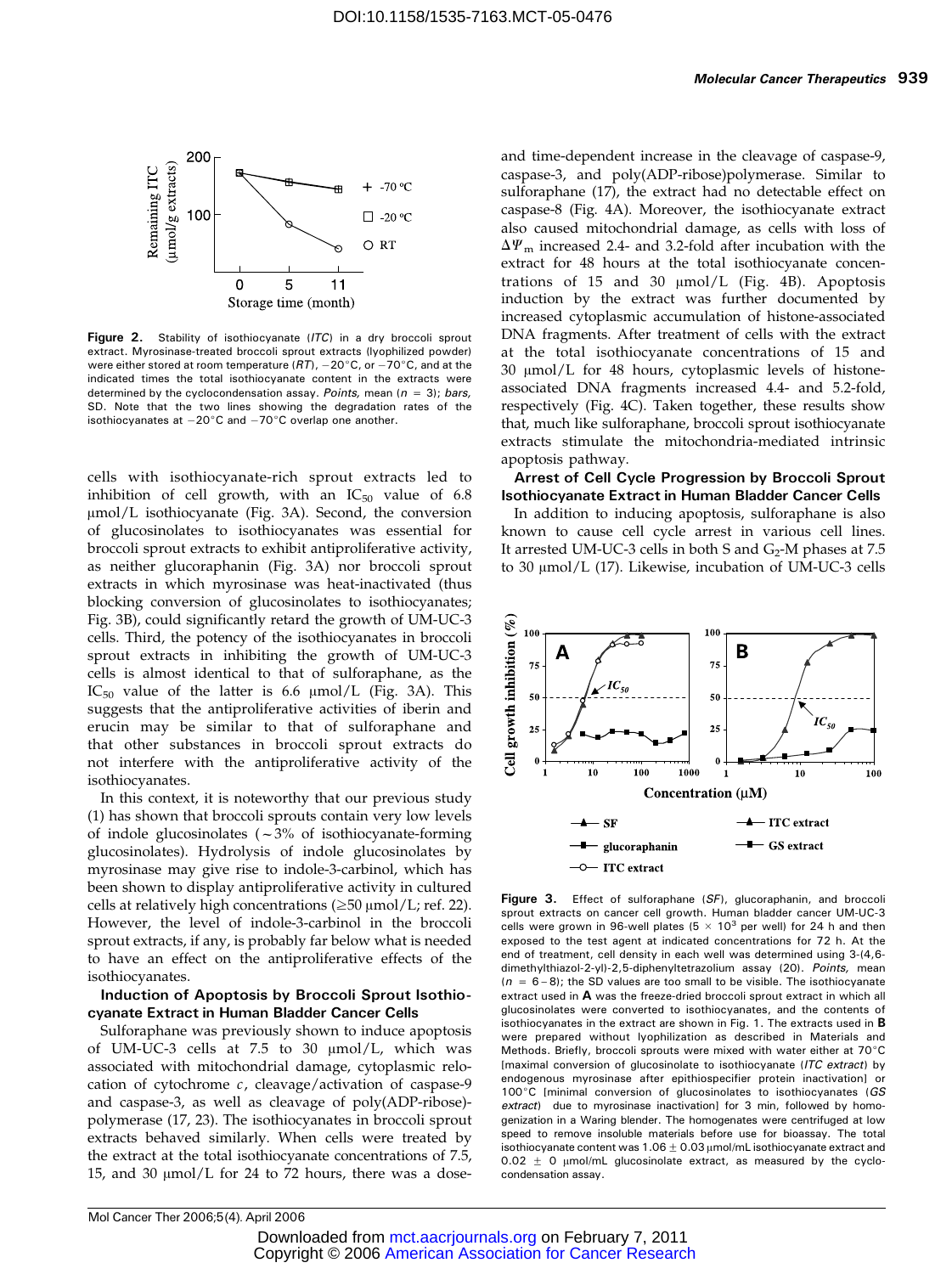**Figure 2.** Stability of isothiocyanate (*ITC*) in a dry broccoli sprout extract. Myrosinase-treated broccoli sprout extracts (lyophilized powder) were either stored at room temperature (*RT*), −20°C, or −70°C, and at the indicated times the total isothiocyanate content in the extracts were determined by the cyclocondensation assay. *Points,* mean ($n$ = 3); *bars,* SD. Note that the two lines showing the degradation rates of the isothiocyanates at −20°C and −70°C overlap one another.

cells with isothiocyanate-rich sprout extracts led to inhibition of cell growth, with an $IC_{50}$ value of 6.8 μmol/L isothiocyanate (Fig. 3A). Second, the conversion of glucosinolates to isothiocyanates was essential for broccoli sprout extracts to exhibit antiproliferative activity, as neither glucoraphanin (Fig. 3A) nor broccoli sprout extracts in which myrosinase was heat-inactivated (thus blocking conversion of glucosinolates to isothiocyanates; Fig. 3B), could significantly retard the growth of UM-UC-3 cells. Third, the potency of the isothiocyanates in broccoli sprout extracts in inhibiting the growth of UM-UC-3 cells is almost identical to that of sulforaphane, as the $IC_{50}$ value of the latter is 6.6 μmol/L (Fig. 3A). This suggests that the antiproliferative activities of iberin and erucin may be similar to that of sulforaphane and that other substances in broccoli sprout extracts do not interfere with the antiproliferative activity of the isothiocyanates.

In this context, it is noteworthy that our previous study (1) has shown that broccoli sprouts contain very low levels of indole glucosinolates (~3% of isothiocyanate-forming glucosinolates). Hydrolysis of indole glucosinolates by myrosinase may give rise to indole-3-carbinol, which has been shown to display antiproliferative activity in cultured cells at relatively high concentrations (≥50 μmol/L; ref. 22). However, the level of indole-3-carbinol in the broccoli sprout extracts, if any, is probably far below what is needed to have an effect on the antiproliferative effects of the isothiocyanates.

### Induction of Apoptosis by Broccoli Sprout Isothiocyanate Extract in Human Bladder Cancer Cells

Sulforaphane was previously shown to induce apoptosis of UM-UC-3 cells at 7.5 to 30 μmol/L, which was associated with mitochondrial damage, cytoplasmic relocation of cytochrome *c*, cleavage/activation of caspase-9 and caspase-3, as well as cleavage of poly(ADP-ribose)-polymerase (17, 23). The isothiocyanates in broccoli sprout extracts behaved similarly. When cells were treated by the extract at the total isothiocyanate concentrations of 7.5, 15, and 30 μmol/L for 24 to 72 hours, there was a dose- and time-dependent increase in the cleavage of caspase-9, caspase-3, and poly(ADP-ribose)polymerase. Similar to sulforaphane (17), the extract had no detectable effect on caspase-8 (Fig. 4A). Moreover, the isothiocyanate extract also caused mitochondrial damage, as cells with loss of $\Delta\Psi_m$ increased 2.4- and 3.2-fold after incubation with the extract for 48 hours at the total isothiocyanate concentrations of 15 and 30 μmol/L (Fig. 4B). Apoptosis induction by the extract was further documented by increased cytoplasmic accumulation of histone-associated DNA fragments. After treatment of cells with the extract at the total isothiocyanate concentrations of 15 and 30 μmol/L for 48 hours, cytoplasmic levels of histone-associated DNA fragments increased 4.4- and 5.2-fold, respectively (Fig. 4C). Taken together, these results show that, much like sulforaphane, broccoli sprout isothiocyanate extracts stimulate the mitochondria-mediated intrinsic apoptosis pathway.

### Arrest of Cell Cycle Progression by Broccoli Sprout Isothiocyanate Extract in Human Bladder Cancer Cells

In addition to inducing apoptosis, sulforaphane is also known to cause cell cycle arrest in various cell lines. It arrested UM-UC-3 cells in both S and $G_2$-M phases at 7.5 to 30 μmol/L (17). Likewise, incubation of UM-UC-3 cells

**Figure 3.** Effect of sulforaphane (*SF*), glucoraphanin, and broccoli sprout extracts on cancer cell growth. Human bladder cancer UM-UC-3 cells were grown in 96-well plates (5 × $10^3$ per well) for 24 h and then exposed to the test agent at indicated concentrations for 72 h. At the end of treatment, cell density in each well was determined using 3-(4,6-dimethylthiazol-2-yl)-2,5-diphenyltetrazolium assay (20). *Points,* mean ($n$ = 6–8); the SD values are too small to be visible. The isothiocyanate extract used in **A** was the freeze-dried broccoli sprout extract in which all glucosinolates were converted to isothiocyanates, and the contents of isothiocyanates in the extract are shown in Fig. 1. The extracts used in **B** were prepared without lyophilization as described in Materials and Methods. Briefly, broccoli sprouts were mixed with water either at 70°C [maximal conversion of glucosinolate to isothiocyanate (*ITC extract*) by endogenous myrosinase after epithiospecifier protein inactivation] or 100°C [minimal conversion of glucosinolates to isothiocyanates (*GS extract*) due to myrosinase inactivation] for 3 min, followed by homogenization in a Waring blender. The homogenates were centrifuged at low speed to remove insoluble materials before use for bioassay. The total isothiocyanate content was 1.06 ± 0.03 μmol/mL isothiocyanate extract and 0.02 ± 0 μmol/mL glucosinolate extract, as measured by the cyclocondensation assay.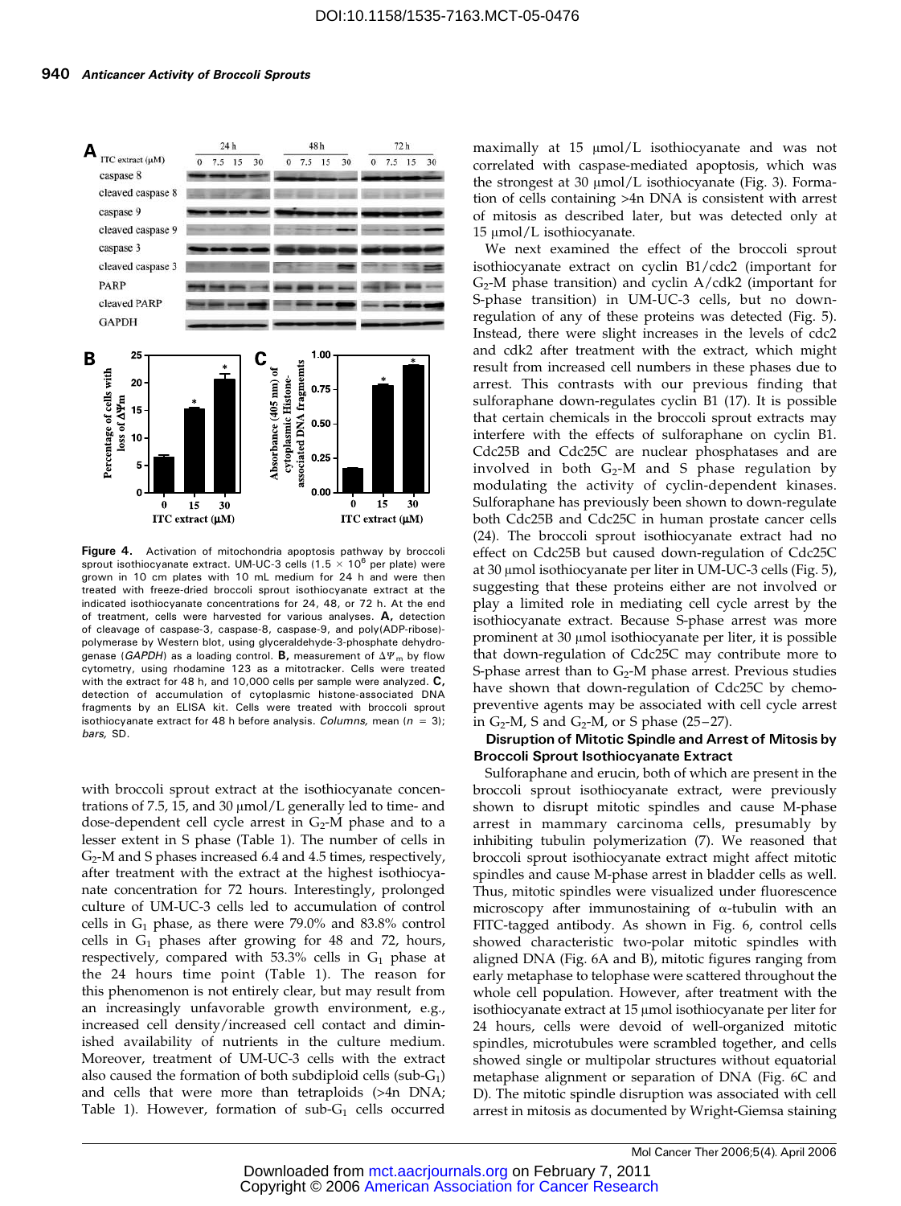Figure 4. Activation of mitochondria apoptosis pathway by broccoli sprout isothiocyanate extract. UM-UC-3 cells ($1.5 \times 10^6$ per plate) were grown in 10 cm plates with 10 mL medium for 24 h and were then treated with freeze-dried broccoli sprout isothiocyanate extract at the indicated isothiocyanate concentrations for 24, 48, or 72 h. At the end of treatment, cells were harvested for various analyses. **A,** detection of cleavage of caspase-3, caspase-8, caspase-9, and poly(ADP-ribose)-polymerase by Western blot, using glyceraldehyde-3-phosphate dehydrogenase (*GAPDH*) as a loading control. **B,** measurement of $\Delta\Psi_m$ by flow cytometry, using rhodamine 123 as a mitotracker. Cells were treated with the extract for 48 h, and 10,000 cells per sample were analyzed. **C,** detection of accumulation of cytoplasmic histone-associated DNA fragments by an ELISA kit. Cells were treated with broccoli sprout isothiocyanate extract for 48 h before analysis. *Columns,* mean ($n = 3$); *bars,* SD.

with broccoli sprout extract at the isothiocyanate concentrations of 7.5, 15, and 30 μmol/L generally led to time- and dose-dependent cell cycle arrest in $G_2$-M phase and to a lesser extent in S phase (Table 1). The number of cells in $G_2$-M and S phases increased 6.4 and 4.5 times, respectively, after treatment with the extract at the highest isothiocyanate concentration for 72 hours. Interestingly, prolonged culture of UM-UC-3 cells led to accumulation of control cells in $G_1$ phase, as there were 79.0% and 83.8% control cells in $G_1$ phases after growing for 48 and 72, hours, respectively, compared with 53.3% cells in $G_1$ phase at the 24 hours time point (Table 1). The reason for this phenomenon is not entirely clear, but may result from an increasingly unfavorable growth environment, e.g., increased cell density/increased cell contact and diminished availability of nutrients in the culture medium. Moreover, treatment of UM-UC-3 cells with the extract also caused the formation of both subdiploid cells (sub-$G_1$) and cells that were more than tetraploids (>4n DNA; Table 1). However, formation of sub-$G_1$ cells occurred maximally at 15 μmol/L isothiocyanate and was not correlated with caspase-mediated apoptosis, which was the strongest at 30 μmol/L isothiocyanate (Fig. 3). Formation of cells containing >4n DNA is consistent with arrest of mitosis as described later, but was detected only at 15 μmol/L isothiocyanate.

We next examined the effect of the broccoli sprout isothiocyanate extract on cyclin B1/cdc2 (important for $G_2$-M phase transition) and cyclin A/cdk2 (important for S-phase transition) in UM-UC-3 cells, but no down-regulation of any of these proteins was detected (Fig. 5). Instead, there were slight increases in the levels of cdc2 and cdk2 after treatment with the extract, which might result from increased cell numbers in these phases due to arrest. This contrasts with our previous finding that sulforaphane down-regulates cyclin B1 (17). It is possible that certain chemicals in the broccoli sprout extracts may interfere with the effects of sulforaphane on cyclin B1. Cdc25B and Cdc25C are nuclear phosphatases and are involved in both $G_2$-M and S phase regulation by modulating the activity of cyclin-dependent kinases. Sulforaphane has previously been shown to down-regulate both Cdc25B and Cdc25C in human prostate cancer cells (24). The broccoli sprout isothiocyanate extract had no effect on Cdc25B but caused down-regulation of Cdc25C at 30 μmol isothiocyanate per liter in UM-UC-3 cells (Fig. 5), suggesting that these proteins either are not involved or play a limited role in mediating cell cycle arrest by the isothiocyanate extract. Because S-phase arrest was more prominent at 30 μmol isothiocyanate per liter, it is possible that down-regulation of Cdc25C may contribute more to S-phase arrest than to $G_2$-M phase arrest. Previous studies have shown that down-regulation of Cdc25C by chemopreventive agents may be associated with cell cycle arrest in $G_2$-M, S and $G_2$-M, or S phase (25–27).

### Disruption of Mitotic Spindle and Arrest of Mitosis by Broccoli Sprout Isothiocyanate Extract

Sulforaphane and erucin, both of which are present in the broccoli sprout isothiocyanate extract, were previously shown to disrupt mitotic spindles and cause M-phase arrest in mammary carcinoma cells, presumably by inhibiting tubulin polymerization (7). We reasoned that broccoli sprout isothiocyanate extract might affect mitotic spindles and cause M-phase arrest in bladder cells as well. Thus, mitotic spindles were visualized under fluorescence microscopy after immunostaining of α-tubulin with an FITC-tagged antibody. As shown in Fig. 6, control cells showed characteristic two-polar mitotic spindles with aligned DNA (Fig. 6A and B), mitotic figures ranging from early metaphase to telophase were scattered throughout the whole cell population. However, after treatment with the isothiocyanate extract at 15 μmol isothiocyanate per liter for 24 hours, cells were devoid of well-organized mitotic spindles, microtubules were scrambled together, and cells showed single or multipolar structures without equatorial metaphase alignment or separation of DNA (Fig. 6C and D). The mitotic spindle disruption was associated with cell arrest in mitosis as documented by Wright-Giemsa staining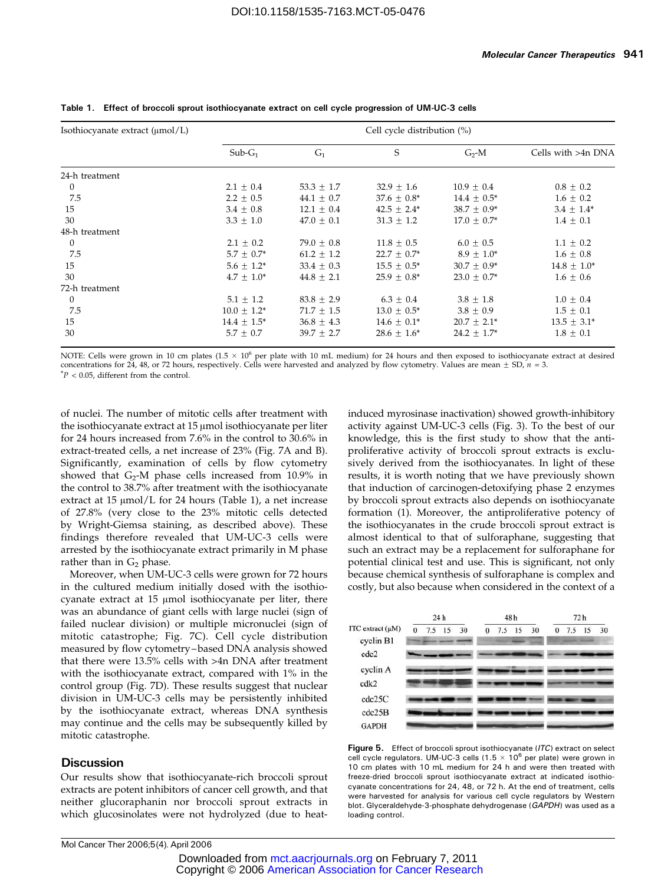**Table 1. Effect of broccoli sprout isothiocyanate extract on cell cycle progression of UM-UC-3 cells**

| Isothiocyanate extract (μmol/L) | Cell cycle distribution (%) | | | | |
|---|---|---|---|---|---|
| | Sub-$G_1$ | $G_1$ | S | $G_2$-M | Cells with >4n DNA |
| 24-h treatment | | | | | |
| 0 | 2.1 ± 0.4 | 53.3 ± 1.7 | 32.9 ± 1.6 | 10.9 ± 0.4 | 0.8 ± 0.2 |
| 7.5 | 2.2 ± 0.5 | 44.1 ± 0.7 | 37.6 ± 0.8* | 14.4 ± 0.5* | 1.6 ± 0.2 |
| 15 | 3.4 ± 0.8 | 12.1 ± 0.4 | 42.5 ± 2.4* | 38.7 ± 0.9* | 3.4 ± 1.4* |
| 30 | 3.3 ± 1.0 | 47.0 ± 0.1 | 31.3 ± 1.2 | 17.0 ± 0.7* | 1.4 ± 0.1 |
| 48-h treatment | | | | | |
| 0 | 2.1 ± 0.2 | 79.0 ± 0.8 | 11.8 ± 0.5 | 6.0 ± 0.5 | 1.1 ± 0.2 |
| 7.5 | 5.7 ± 0.7* | 61.2 ± 1.2 | 22.7 ± 0.7* | 8.9 ± 1.0* | 1.6 ± 0.8 |
| 15 | 5.6 ± 1.2* | 33.4 ± 0.3 | 15.5 ± 0.5* | 30.7 ± 0.9* | 14.8 ± 1.0* |
| 30 | 4.7 ± 1.0* | 44.8 ± 2.1 | 25.9 ± 0.8* | 23.0 ± 0.7* | 1.6 ± 0.6 |
| 72-h treatment | | | | | |
| 0 | 5.1 ± 1.2 | 83.8 ± 2.9 | 6.3 ± 0.4 | 3.8 ± 1.8 | 1.0 ± 0.4 |
| 7.5 | 10.0 ± 1.2* | 71.7 ± 1.5 | 13.0 ± 0.5* | 3.8 ± 0.9 | 1.5 ± 0.1 |
| 15 | 14.4 ± 1.5* | 36.8 ± 4.3 | 14.6 ± 0.1* | 20.7 ± 2.1* | 13.5 ± 3.1* |
| 30 | 5.7 ± 0.7 | 39.7 ± 2.7 | 28.6 ± 1.6* | 24.2 ± 1.7* | 1.8 ± 0.1 |

NOTE: Cells were grown in 10 cm plates ($1.5 \times 10^6$ per plate with 10 mL medium) for 24 hours and then exposed to isothiocyanate extract at desired concentrations for 24, 48, or 72 hours, respectively. Cells were harvested and analyzed by flow cytometry. Values are mean ± SD, $n = 3$.
*$P < 0.05$, different from the control.

of nuclei. The number of mitotic cells after treatment with the isothiocyanate extract at 15 μmol isothiocyanate per liter for 24 hours increased from 7.6% in the control to 30.6% in extract-treated cells, a net increase of 23% (Fig. 7A and B). Significantly, examination of cells by flow cytometry showed that $G_2$-M phase cells increased from 10.9% in the control to 38.7% after treatment with the isothiocyanate extract at 15 μmol/L for 24 hours (Table 1), a net increase of 27.8% (very close to the 23% mitotic cells detected by Wright-Giemsa staining, as described above). These findings therefore revealed that UM-UC-3 cells were arrested by the isothiocyanate extract primarily in M phase rather than in $G_2$ phase.

Moreover, when UM-UC-3 cells were grown for 72 hours in the cultured medium initially dosed with the isothiocyanate extract at 15 μmol isothiocyanate per liter, there was an abundance of giant cells with large nuclei (sign of failed nuclear division) or multiple micronuclei (sign of mitotic catastrophe; Fig. 7C). Cell cycle distribution measured by flow cytometry–based DNA analysis showed that there were 13.5% cells with >4n DNA after treatment with the isothiocyanate extract, compared with 1% in the control group (Fig. 7D). These results suggest that nuclear division in UM-UC-3 cells may be persistently inhibited by the isothiocyanate extract, whereas DNA synthesis may continue and the cells may be subsequently killed by mitotic catastrophe.

## Discussion

Our results show that isothiocyanate-rich broccoli sprout extracts are potent inhibitors of cancer cell growth, and that neither glucoraphanin nor broccoli sprout extracts in which glucosinolates were not hydrolyzed (due to heat-induced myrosinase inactivation) showed growth-inhibitory activity against UM-UC-3 cells (Fig. 3). To the best of our knowledge, this is the first study to show that the antiproliferative activity of broccoli sprout extracts is exclusively derived from the isothiocyanates. In light of these results, it is worth noting that we have previously shown that induction of carcinogen-detoxifying phase 2 enzymes by broccoli sprout extracts also depends on isothiocyanate formation (1). Moreover, the antiproliferative potency of the isothiocyanates in the crude broccoli sprout extract is almost identical to that of sulforaphane, suggesting that such an extract may be a replacement for sulforaphane for potential clinical test and use. This is significant, not only because chemical synthesis of sulforaphane is complex and costly, but also because when considered in the context of a

**Figure 5.** Effect of broccoli sprout isothiocyanate (*ITC*) extract on select cell cycle regulators. UM-UC-3 cells ($1.5 \times 10^6$ per plate) were grown in 10 cm plates with 10 mL medium for 24 h and were then treated with freeze-dried broccoli sprout isothiocyanate extract at indicated isothiocyanate concentrations for 24, 48, or 72 h. At the end of treatment, cells were harvested for analysis for various cell cycle regulators by Western blot. Glyceraldehyde-3-phosphate dehydrogenase (*GAPDH*) was used as a loading control.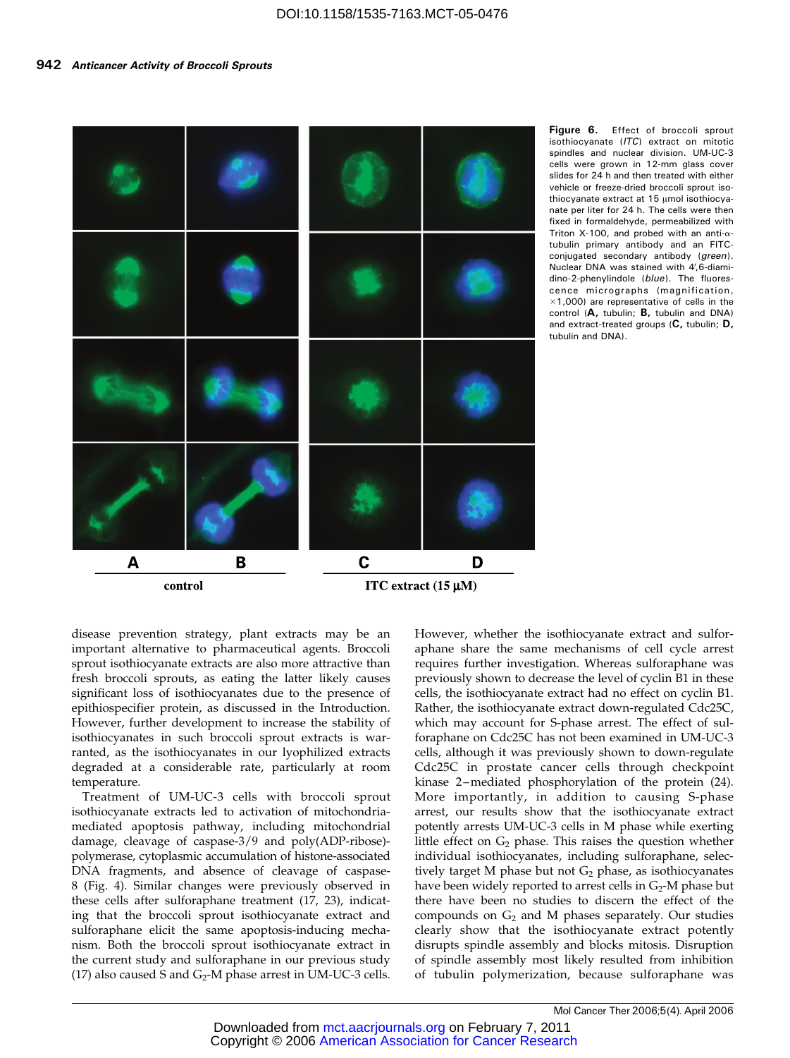Figure 6. Effect of broccoli sprout isothiocyanate (*ITC*) extract on mitotic spindles and nuclear division. UM-UC-3 cells were grown in 12-mm glass cover slides for 24 h and then treated with either vehicle or freeze-dried broccoli sprout isothiocyanate extract at 15 μmol isothiocyanate per liter for 24 h. The cells were then fixed in formaldehyde, permeabilized with Triton X-100, and probed with an anti-α-tubulin primary antibody and an FITC-conjugated secondary antibody (*green*). Nuclear DNA was stained with 4′,6-diamidino-2-phenylindole (*blue*). The fluorescence micrographs (magnification, ×1,000) are representative of cells in the control (**A,** tubulin; **B,** tubulin and DNA) and extract-treated groups (**C,** tubulin; **D,** tubulin and DNA).

disease prevention strategy, plant extracts may be an important alternative to pharmaceutical agents. Broccoli sprout isothiocyanate extracts are also more attractive than fresh broccoli sprouts, as eating the latter likely causes significant loss of isothiocyanates due to the presence of epithiospecifier protein, as discussed in the Introduction. However, further development to increase the stability of isothiocyanates in such broccoli sprout extracts is warranted, as the isothiocyanates in our lyophilized extracts degraded at a considerable rate, particularly at room temperature.

Treatment of UM-UC-3 cells with broccoli sprout isothiocyanate extracts led to activation of mitochondria-mediated apoptosis pathway, including mitochondrial damage, cleavage of caspase-3/9 and poly(ADP-ribose)-polymerase, cytoplasmic accumulation of histone-associated DNA fragments, and absence of cleavage of caspase-8 (Fig. 4). Similar changes were previously observed in these cells after sulforaphane treatment (17, 23), indicating that the broccoli sprout isothiocyanate extract and sulforaphane elicit the same apoptosis-inducing mechanism. Both the broccoli sprout isothiocyanate extract in the current study and sulforaphane in our previous study (17) also caused S and $G_2$-M phase arrest in UM-UC-3 cells. However, whether the isothiocyanate extract and sulforaphane share the same mechanisms of cell cycle arrest requires further investigation. Whereas sulforaphane was previously shown to decrease the level of cyclin B1 in these cells, the isothiocyanate extract had no effect on cyclin B1. Rather, the isothiocyanate extract down-regulated Cdc25C, which may account for S-phase arrest. The effect of sulforaphane on Cdc25C has not been examined in UM-UC-3 cells, although it was previously shown to down-regulate Cdc25C in prostate cancer cells through checkpoint kinase 2–mediated phosphorylation of the protein (24). More importantly, in addition to causing S-phase arrest, our results show that the isothiocyanate extract potently arrests UM-UC-3 cells in M phase while exerting little effect on $G_2$ phase. This raises the question whether individual isothiocyanates, including sulforaphane, selectively target M phase but not $G_2$ phase, as isothiocyanates have been widely reported to arrest cells in $G_2$-M phase but there have been no studies to discern the effect of the compounds on $G_2$ and M phases separately. Our studies clearly show that the isothiocyanate extract potently disrupts spindle assembly and blocks mitosis. Disruption of spindle assembly most likely resulted from inhibition of tubulin polymerization, because sulforaphane was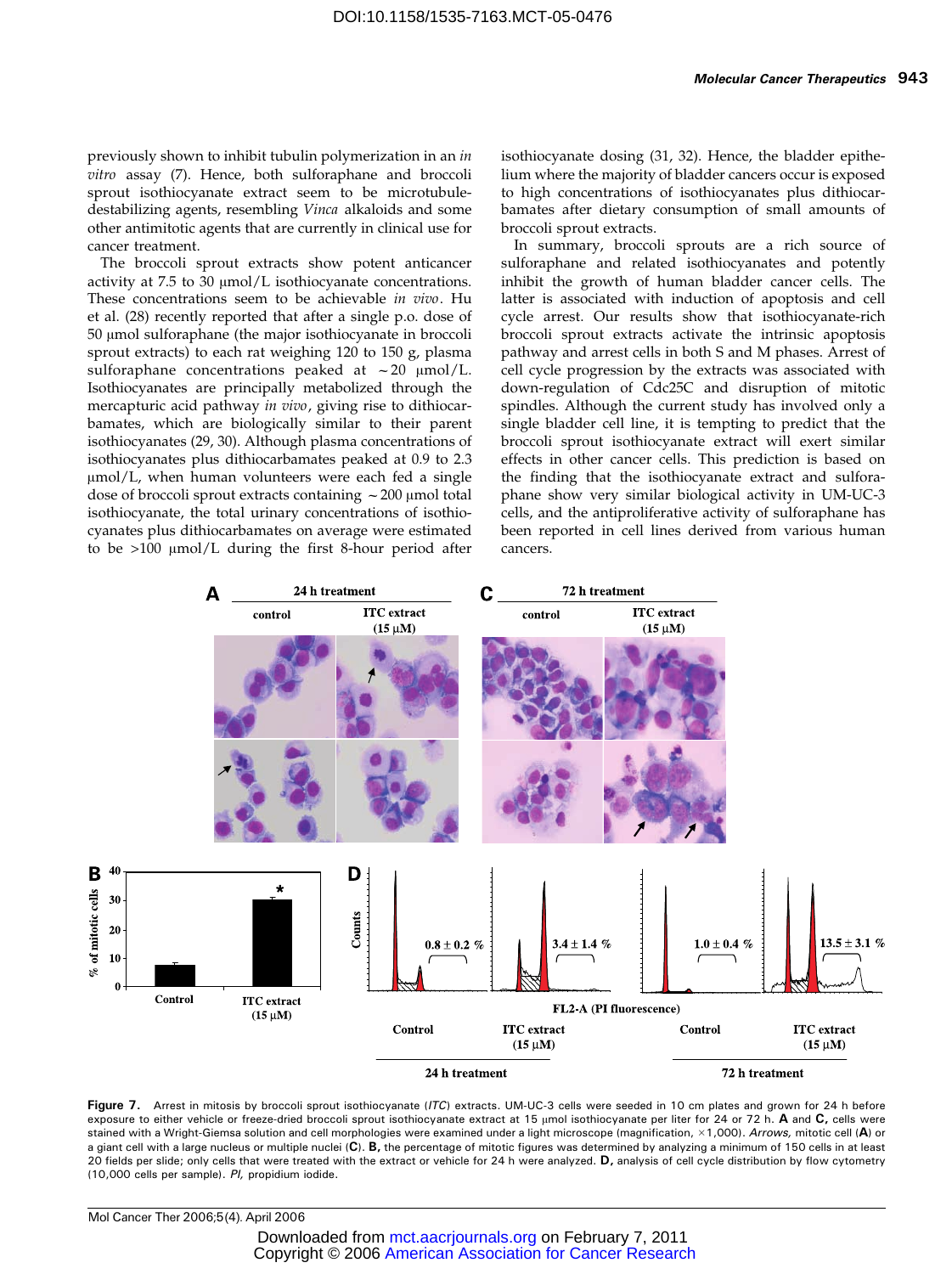previously shown to inhibit tubulin polymerization in an *in vitro* assay (7). Hence, both sulforaphane and broccoli sprout isothiocyanate extract seem to be microtubule-destabilizing agents, resembling *Vinca* alkaloids and some other antimitotic agents that are currently in clinical use for cancer treatment.

The broccoli sprout extracts show potent anticancer activity at 7.5 to 30 μmol/L isothiocyanate concentrations. These concentrations seem to be achievable *in vivo*. Hu et al. (28) recently reported that after a single p.o. dose of 50 μmol sulforaphane (the major isothiocyanate in broccoli sprout extracts) to each rat weighing 120 to 150 g, plasma sulforaphane concentrations peaked at ~20 μmol/L. Isothiocyanates are principally metabolized through the mercapturic acid pathway *in vivo*, giving rise to dithiocarbamates, which are biologically similar to their parent isothiocyanates (29, 30). Although plasma concentrations of isothiocyanates plus dithiocarbamates peaked at 0.9 to 2.3 μmol/L, when human volunteers were each fed a single dose of broccoli sprout extracts containing ~200 μmol total isothiocyanate, the total urinary concentrations of isothiocyanates plus dithiocarbamates on average were estimated to be >100 μmol/L during the first 8-hour period after isothiocyanate dosing (31, 32). Hence, the bladder epithelium where the majority of bladder cancers occur is exposed to high concentrations of isothiocyanates plus dithiocarbamates after dietary consumption of small amounts of broccoli sprout extracts.

In summary, broccoli sprouts are a rich source of sulforaphane and related isothiocyanates and potently inhibit the growth of human bladder cancer cells. The latter is associated with induction of apoptosis and cell cycle arrest. Our results show that isothiocyanate-rich broccoli sprout extracts activate the intrinsic apoptosis pathway and arrest cells in both S and M phases. Arrest of cell cycle progression by the extracts was associated with down-regulation of Cdc25C and disruption of mitotic spindles. Although the current study has involved only a single bladder cell line, it is tempting to predict that the broccoli sprout isothiocyanate extract will exert similar effects in other cancer cells. This prediction is based on the finding that the isothiocyanate extract and sulforaphane show very similar biological activity in UM-UC-3 cells, and the antiproliferative activity of sulforaphane has been reported in cell lines derived from various human cancers.

**Figure 7.** Arrest in mitosis by broccoli sprout isothiocyanate (*ITC*) extracts. UM-UC-3 cells were seeded in 10 cm plates and grown for 24 h before exposure to either vehicle or freeze-dried broccoli sprout isothiocyanate extract at 15 μmol isothiocyanate per liter for 24 or 72 h. **A** and **C**, cells were stained with a Wright-Giemsa solution and cell morphologies were examined under a light microscope (magnification, ×1,000). *Arrows*, mitotic cell (**A**) or a giant cell with a large nucleus or multiple nuclei (**C**). **B**, the percentage of mitotic figures was determined by analyzing a minimum of 150 cells in at least 20 fields per slide; only cells that were treated with the extract or vehicle for 24 h were analyzed. **D**, analysis of cell cycle distribution by flow cytometry (10,000 cells per sample). *PI*, propidium iodide.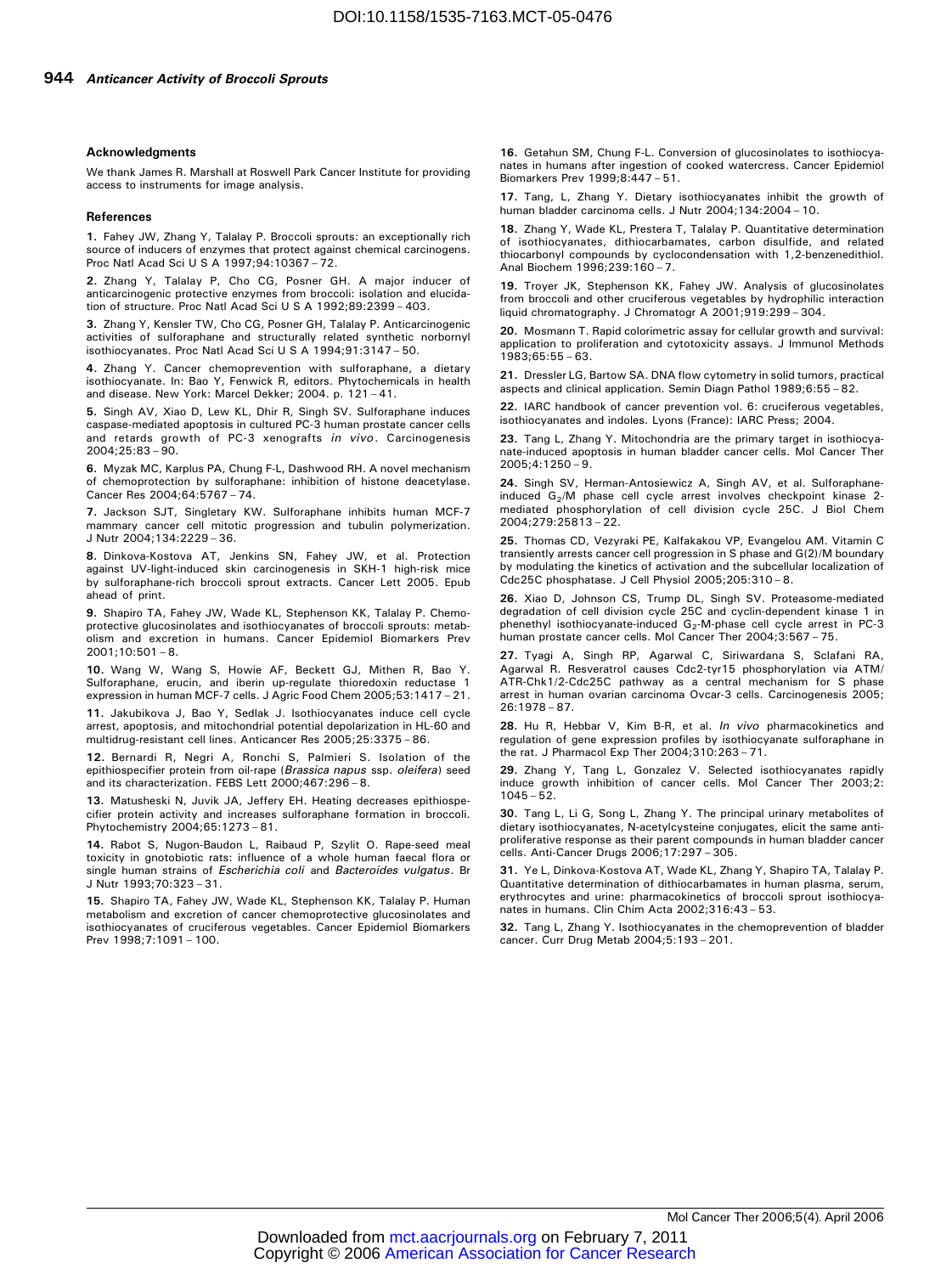### Acknowledgments

We thank James R. Marshall at Roswell Park Cancer Institute for providing access to instruments for image analysis.

### References

1. Fahey JW, Zhang Y, Talalay P. Broccoli sprouts: an exceptionally rich source of inducers of enzymes that protect against chemical carcinogens. Proc Natl Acad Sci U S A 1997;94:10367 – 72.

2. Zhang Y, Talalay P, Cho CG, Posner GH. A major inducer of anticarcinogenic protective enzymes from broccoli: isolation and elucidation of structure. Proc Natl Acad Sci U S A 1992;89:2399 – 403.

3. Zhang Y, Kensler TW, Cho CG, Posner GH, Talalay P. Anticarcinogenic activities of sulforaphane and structurally related synthetic norbornyl isothiocyanates. Proc Natl Acad Sci U S A 1994;91:3147 – 50.

4. Zhang Y. Cancer chemoprevention with sulforaphane, a dietary isothiocyanate. In: Bao Y, Fenwick R, editors. Phytochemicals in health and disease. New York: Marcel Dekker; 2004. p. 121 – 41.

5. Singh AV, Xiao D, Lew KL, Dhir R, Singh SV. Sulforaphane induces caspase-mediated apoptosis in cultured PC-3 human prostate cancer cells and retards growth of PC-3 xenografts *in vivo*. Carcinogenesis 2004;25:83 – 90.

6. Myzak MC, Karplus PA, Chung F-L, Dashwood RH. A novel mechanism of chemoprotection by sulforaphane: inhibition of histone deacetylase. Cancer Res 2004;64:5767 – 74.

7. Jackson SJT, Singletary KW. Sulforaphane inhibits human MCF-7 mammary cancer cell mitotic progression and tubulin polymerization. J Nutr 2004;134:2229 – 36.

8. Dinkova-Kostova AT, Jenkins SN, Fahey JW, et al. Protection against UV-light-induced skin carcinogenesis in SKH-1 high-risk mice by sulforaphane-rich broccoli sprout extracts. Cancer Lett 2005. Epub ahead of print.

9. Shapiro TA, Fahey JW, Wade KL, Stephenson KK, Talalay P. Chemoprotective glucosinolates and isothiocyanates of broccoli sprouts: metabolism and excretion in humans. Cancer Epidemiol Biomarkers Prev 2001;10:501 – 8.

10. Wang W, Wang S, Howie AF, Beckett GJ, Mithen R, Bao Y. Sulforaphane, erucin, and iberin up-regulate thioredoxin reductase 1 expression in human MCF-7 cells. J Agric Food Chem 2005;53:1417 – 21.

11. Jakubikova J, Bao Y, Sedlak J. Isothiocyanates induce cell cycle arrest, apoptosis, and mitochondrial potential depolarization in HL-60 and multidrug-resistant cell lines. Anticancer Res 2005;25:3375 – 86.

12. Bernardi R, Negri A, Ronchi S, Palmieri S. Isolation of the epithiospecifier protein from oil-rape (*Brassica napus* ssp. *oleifera*) seed and its characterization. FEBS Lett 2000;467:296 – 8.

13. Matusheski N, Juvik JA, Jeffery EH. Heating decreases epithiospecifier protein activity and increases sulforaphane formation in broccoli. Phytochemistry 2004;65:1273 – 81.

14. Rabot S, Nugon-Baudon L, Raibaud P, Szylit O. Rape-seed meal toxicity in gnotobiotic rats: influence of a whole human faecal flora or single human strains of *Escherichia coli* and *Bacteroides vulgatus*. Br J Nutr 1993;70:323 – 31.

15. Shapiro TA, Fahey JW, Wade KL, Stephenson KK, Talalay P. Human metabolism and excretion of cancer chemoprotective glucosinolates and isothiocyanates of cruciferous vegetables. Cancer Epidemiol Biomarkers Prev 1998;7:1091 – 100.

16. Getahun SM, Chung F-L. Conversion of glucosinolates to isothiocyanates in humans after ingestion of cooked watercress. Cancer Epidemiol Biomarkers Prev 1999;8:447 – 51.

17. Tang, L, Zhang Y. Dietary isothiocyanates inhibit the growth of human bladder carcinoma cells. J Nutr 2004;134:2004 – 10.

18. Zhang Y, Wade KL, Prestera T, Talalay P. Quantitative determination of isothiocyanates, dithiocarbamates, carbon disulfide, and related thiocarbonyl compounds by cyclocondensation with 1,2-benzenedithiol. Anal Biochem 1996;239:160 – 7.

19. Troyer JK, Stephenson KK, Fahey JW. Analysis of glucosinolates from broccoli and other cruciferous vegetables by hydrophilic interaction liquid chromatography. J Chromatogr A 2001;919:299 – 304.

20. Mosmann T. Rapid colorimetric assay for cellular growth and survival: application to proliferation and cytotoxicity assays. J Immunol Methods 1983;65:55 – 63.

21. Dressler LG, Bartow SA. DNA flow cytometry in solid tumors, practical aspects and clinical application. Semin Diagn Pathol 1989;6:55 – 82.

22. IARC handbook of cancer prevention vol. 6: cruciferous vegetables, isothiocyanates and indoles. Lyons (France): IARC Press; 2004.

23. Tang L, Zhang Y. Mitochondria are the primary target in isothiocyanate-induced apoptosis in human bladder cancer cells. Mol Cancer Ther 2005;4:1250 – 9.

24. Singh SV, Herman-Antosiewicz A, Singh AV, et al. Sulforaphane-induced $G_2/M$ phase cell cycle arrest involves checkpoint kinase 2-mediated phosphorylation of cell division cycle 25C. J Biol Chem 2004;279:25813 – 22.

25. Thomas CD, Vezyraki PE, Kalfakakou VP, Evangelou AM. Vitamin C transiently arrests cancer cell progression in S phase and G(2)/M boundary by modulating the kinetics of activation and the subcellular localization of Cdc25C phosphatase. J Cell Physiol 2005;205:310 – 8.

26. Xiao D, Johnson CS, Trump DL, Singh SV. Proteasome-mediated degradation of cell division cycle 25C and cyclin-dependent kinase 1 in phenethyl isothiocyanate-induced $G_2$-M-phase cell cycle arrest in PC-3 human prostate cancer cells. Mol Cancer Ther 2004;3:567 – 75.

27. Tyagi A, Singh RP, Agarwal C, Siriwardana S, Sclafani RA, Agarwal R. Resveratrol causes Cdc2-tyr15 phosphorylation via ATM/ATR-Chk1/2-Cdc25C pathway as a central mechanism for S phase arrest in human ovarian carcinoma Ovcar-3 cells. Carcinogenesis 2005;26:1978 – 87.

28. Hu R, Hebbar V, Kim B-R, et al. *In vivo* pharmacokinetics and regulation of gene expression profiles by isothiocyanate sulforaphane in the rat. J Pharmacol Exp Ther 2004;310:263 – 71.

29. Zhang Y, Tang L, Gonzalez V. Selected isothiocyanates rapidly induce growth inhibition of cancer cells. Mol Cancer Ther 2003;2:1045 – 52.

30. Tang L, Li G, Song L, Zhang Y. The principal urinary metabolites of dietary isothiocyanates, N-acetylcysteine conjugates, elicit the same antiproliferative response as their parent compounds in human bladder cancer cells. Anti-Cancer Drugs 2006;17:297 – 305.

31. Ye L, Dinkova-Kostova AT, Wade KL, Zhang Y, Shapiro TA, Talalay P. Quantitative determination of dithiocarbamates in human plasma, serum, erythrocytes and urine: pharmacokinetics of broccoli sprout isothiocyanates in humans. Clin Chim Acta 2002;316:43 – 53.

32. Tang L, Zhang Y. Isothiocyanates in the chemoprevention of bladder cancer. Curr Drug Metab 2004;5:193 – 201.